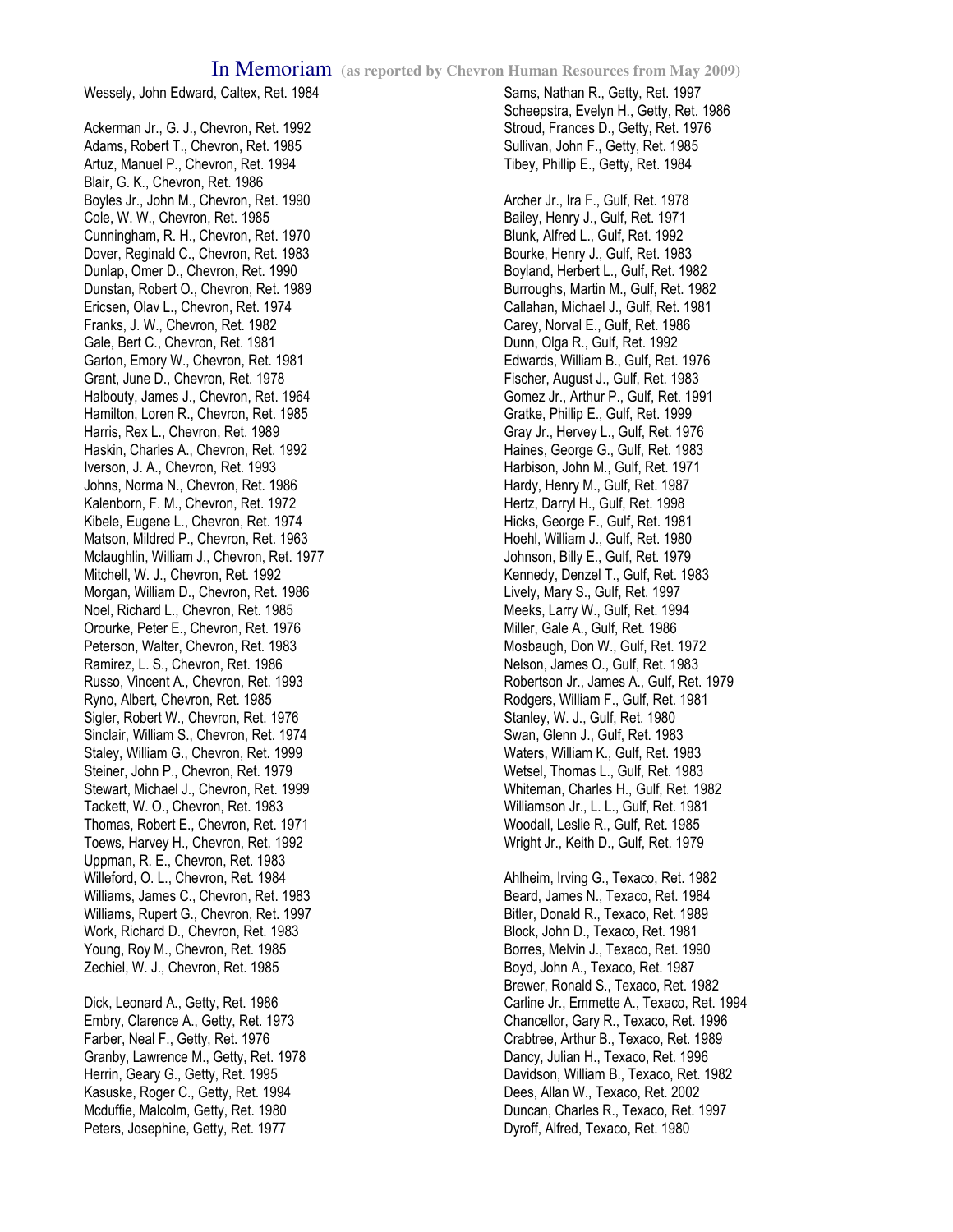# In Memoriam (as reported by Chevron Human Resources from May 2009)

Wessely, John Edward, Caltex, Ret. 1984

Ackerman Jr., G. J., Chevron, Ret. 1992
Adams, Robert T., Chevron, Ret. 1985
Artuz, Manuel P., Chevron, Ret. 1994
Blair, G. K., Chevron, Ret. 1986
Boyles Jr., John M., Chevron, Ret. 1990
Cole, W. W., Chevron, Ret. 1985
Cunningham, R. H., Chevron, Ret. 1970
Dover, Reginald C., Chevron, Ret. 1983
Dunlap, Omer D., Chevron, Ret. 1990
Dunstan, Robert O., Chevron, Ret. 1989
Ericsen, Olav L., Chevron, Ret. 1974
Franks, J. W., Chevron, Ret. 1982
Gale, Bert C., Chevron, Ret. 1981
Garton, Emory W., Chevron, Ret. 1981
Grant, June D., Chevron, Ret. 1978
Halbouty, James J., Chevron, Ret. 1964
Hamilton, Loren R., Chevron, Ret. 1985
Harris, Rex L., Chevron, Ret. 1989
Haskin, Charles A., Chevron, Ret. 1992
Iverson, J. A., Chevron, Ret. 1993
Johns, Norma N., Chevron, Ret. 1986
Kalenborn, F. M., Chevron, Ret. 1972
Kibele, Eugene L., Chevron, Ret. 1974
Matson, Mildred P., Chevron, Ret. 1963
Mclaughlin, William J., Chevron, Ret. 1977
Mitchell, W. J., Chevron, Ret. 1992
Morgan, William D., Chevron, Ret. 1986
Noel, Richard L., Chevron, Ret. 1985
Orourke, Peter E., Chevron, Ret. 1976
Peterson, Walter, Chevron, Ret. 1983
Ramirez, L. S., Chevron, Ret. 1986
Russo, Vincent A., Chevron, Ret. 1993
Ryno, Albert, Chevron, Ret. 1985
Sigler, Robert W., Chevron, Ret. 1976
Sinclair, William S., Chevron, Ret. 1974
Staley, William G., Chevron, Ret. 1999
Steiner, John P., Chevron, Ret. 1979
Stewart, Michael J., Chevron, Ret. 1999
Tackett, W. O., Chevron, Ret. 1983
Thomas, Robert E., Chevron, Ret. 1971
Toews, Harvey H., Chevron, Ret. 1992
Uppman, R. E., Chevron, Ret. 1983
Willeford, O. L., Chevron, Ret. 1984
Williams, James C., Chevron, Ret. 1983
Williams, Rupert G., Chevron, Ret. 1997
Work, Richard D., Chevron, Ret. 1983
Young, Roy M., Chevron, Ret. 1985
Zechiel, W. J., Chevron, Ret. 1985

Dick, Leonard A., Getty, Ret. 1986
Embry, Clarence A., Getty, Ret. 1973
Farber, Neal F., Getty, Ret. 1976
Granby, Lawrence M., Getty, Ret. 1978
Herrin, Geary G., Getty, Ret. 1995
Kasuske, Roger C., Getty, Ret. 1994
Mcduffie, Malcolm, Getty, Ret. 1980
Peters, Josephine, Getty, Ret. 1977
Sams, Nathan R., Getty, Ret. 1997
Scheepstra, Evelyn H., Getty, Ret. 1986
Stroud, Frances D., Getty, Ret. 1976
Sullivan, John F., Getty, Ret. 1985
Tibey, Phillip E., Getty, Ret. 1984

Archer Jr., Ira F., Gulf, Ret. 1978
Bailey, Henry J., Gulf, Ret. 1971
Blunk, Alfred L., Gulf, Ret. 1992
Bourke, Henry J., Gulf, Ret. 1983
Boyland, Herbert L., Gulf, Ret. 1982
Burroughs, Martin M., Gulf, Ret. 1982
Callahan, Michael J., Gulf, Ret. 1981
Carey, Norval E., Gulf, Ret. 1986
Dunn, Olga R., Gulf, Ret. 1992
Edwards, William B., Gulf, Ret. 1976
Fischer, August J., Gulf, Ret. 1983
Gomez Jr., Arthur P., Gulf, Ret. 1991
Gratke, Phillip E., Gulf, Ret. 1999
Gray Jr., Hervey L., Gulf, Ret. 1976
Haines, George G., Gulf, Ret. 1983
Harbison, John M., Gulf, Ret. 1971
Hardy, Henry M., Gulf, Ret. 1987
Hertz, Darryl H., Gulf, Ret. 1998
Hicks, George F., Gulf, Ret. 1981
Hoehl, William J., Gulf, Ret. 1980
Johnson, Billy E., Gulf, Ret. 1979
Kennedy, Denzel T., Gulf, Ret. 1983
Lively, Mary S., Gulf, Ret. 1997
Meeks, Larry W., Gulf, Ret. 1994
Miller, Gale A., Gulf, Ret. 1986
Mosbaugh, Don W., Gulf, Ret. 1972
Nelson, James O., Gulf, Ret. 1983
Robertson Jr., James A., Gulf, Ret. 1979
Rodgers, William F., Gulf, Ret. 1981
Stanley, W. J., Gulf, Ret. 1980
Swan, Glenn J., Gulf, Ret. 1983
Waters, William K., Gulf, Ret. 1983
Wetsel, Thomas L., Gulf, Ret. 1983
Whiteman, Charles H., Gulf, Ret. 1982
Williamson Jr., L. L., Gulf, Ret. 1981
Woodall, Leslie R., Gulf, Ret. 1985
Wright Jr., Keith D., Gulf, Ret. 1979

Ahlheim, Irving G., Texaco, Ret. 1982
Beard, James N., Texaco, Ret. 1984
Bitler, Donald R., Texaco, Ret. 1989
Block, John D., Texaco, Ret. 1981
Borres, Melvin J., Texaco, Ret. 1990
Boyd, John A., Texaco, Ret. 1987
Brewer, Ronald S., Texaco, Ret. 1982
Carline Jr., Emmette A., Texaco, Ret. 1994
Chancellor, Gary R., Texaco, Ret. 1996
Crabtree, Arthur B., Texaco, Ret. 1989
Dancy, Julian H., Texaco, Ret. 1996
Davidson, William B., Texaco, Ret. 1982
Dees, Allan W., Texaco, Ret. 2002
Duncan, Charles R., Texaco, Ret. 1997
Dyroff, Alfred, Texaco, Ret. 1980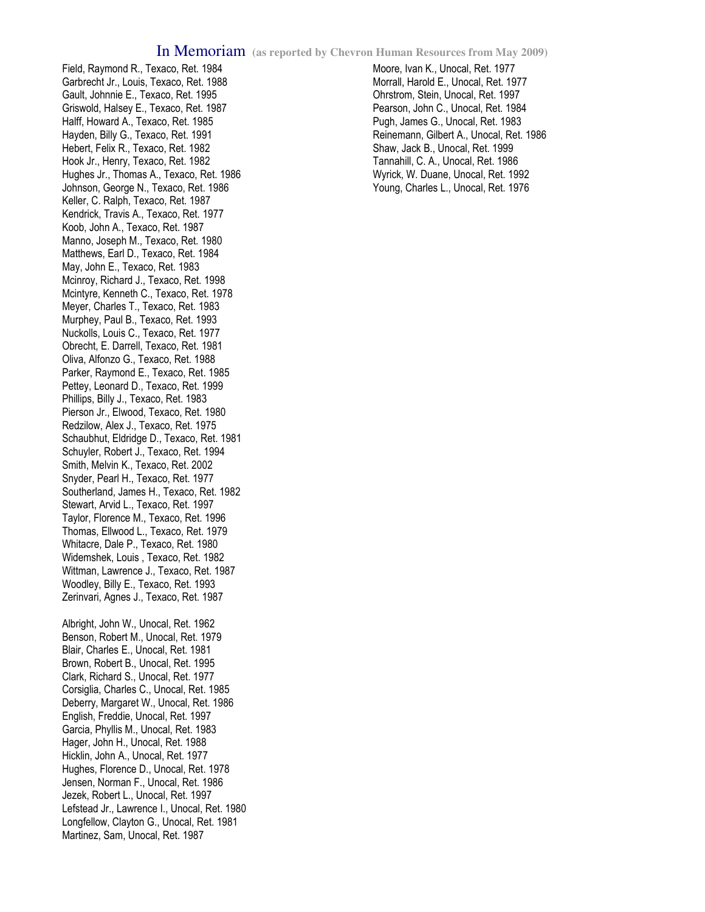## In Memoriam (as reported by Chevron Human Resources from May 2009)

Field, Raymond R., Texaco, Ret. 1984
Garbrecht Jr., Louis, Texaco, Ret. 1988
Gault, Johnnie E., Texaco, Ret. 1995
Griswold, Halsey E., Texaco, Ret. 1987
Halff, Howard A., Texaco, Ret. 1985
Hayden, Billy G., Texaco, Ret. 1991
Hebert, Felix R., Texaco, Ret. 1982
Hook Jr., Henry, Texaco, Ret. 1982
Hughes Jr., Thomas A., Texaco, Ret. 1986
Johnson, George N., Texaco, Ret. 1986
Keller, C. Ralph, Texaco, Ret. 1987
Kendrick, Travis A., Texaco, Ret. 1977
Koob, John A., Texaco, Ret. 1987
Manno, Joseph M., Texaco, Ret. 1980
Matthews, Earl D., Texaco, Ret. 1984
May, John E., Texaco, Ret. 1983
Mcinroy, Richard J., Texaco, Ret. 1998
Mcintyre, Kenneth C., Texaco, Ret. 1978
Meyer, Charles T., Texaco, Ret. 1983
Murphey, Paul B., Texaco, Ret. 1993
Nuckolls, Louis C., Texaco, Ret. 1977
Obrecht, E. Darrell, Texaco, Ret. 1981
Oliva, Alfonzo G., Texaco, Ret. 1988
Parker, Raymond E., Texaco, Ret. 1985
Pettey, Leonard D., Texaco, Ret. 1999
Phillips, Billy J., Texaco, Ret. 1983
Pierson Jr., Elwood, Texaco, Ret. 1980
Redzilow, Alex J., Texaco, Ret. 1975
Schaubhut, Eldridge D., Texaco, Ret. 1981
Schuyler, Robert J., Texaco, Ret. 1994
Smith, Melvin K., Texaco, Ret. 2002
Snyder, Pearl H., Texaco, Ret. 1977
Southerland, James H., Texaco, Ret. 1982
Stewart, Arvid L., Texaco, Ret. 1997
Taylor, Florence M., Texaco, Ret. 1996
Thomas, Ellwood L., Texaco, Ret. 1979
Whitacre, Dale P., Texaco, Ret. 1980
Widemshek, Louis , Texaco, Ret. 1982
Wittman, Lawrence J., Texaco, Ret. 1987
Woodley, Billy E., Texaco, Ret. 1993
Zerinvari, Agnes J., Texaco, Ret. 1987

Albright, John W., Unocal, Ret. 1962
Benson, Robert M., Unocal, Ret. 1979
Blair, Charles E., Unocal, Ret. 1981
Brown, Robert B., Unocal, Ret. 1995
Clark, Richard S., Unocal, Ret. 1977
Corsiglia, Charles C., Unocal, Ret. 1985
Deberry, Margaret W., Unocal, Ret. 1986
English, Freddie, Unocal, Ret. 1997
Garcia, Phyllis M., Unocal, Ret. 1983
Hager, John H., Unocal, Ret. 1988
Hicklin, John A., Unocal, Ret. 1977
Hughes, Florence D., Unocal, Ret. 1978
Jensen, Norman F., Unocal, Ret. 1986
Jezek, Robert L., Unocal, Ret. 1997
Lefstead Jr., Lawrence I., Unocal, Ret. 1980
Longfellow, Clayton G., Unocal, Ret. 1981
Martinez, Sam, Unocal, Ret. 1987
Moore, Ivan K., Unocal, Ret. 1977
Morrall, Harold E., Unocal, Ret. 1977
Ohrstrom, Stein, Unocal, Ret. 1997
Pearson, John C., Unocal, Ret. 1984
Pugh, James G., Unocal, Ret. 1983
Reinemann, Gilbert A., Unocal, Ret. 1986
Shaw, Jack B., Unocal, Ret. 1999
Tannahill, C. A., Unocal, Ret. 1986
Wyrick, W. Duane, Unocal, Ret. 1992
Young, Charles L., Unocal, Ret. 1976